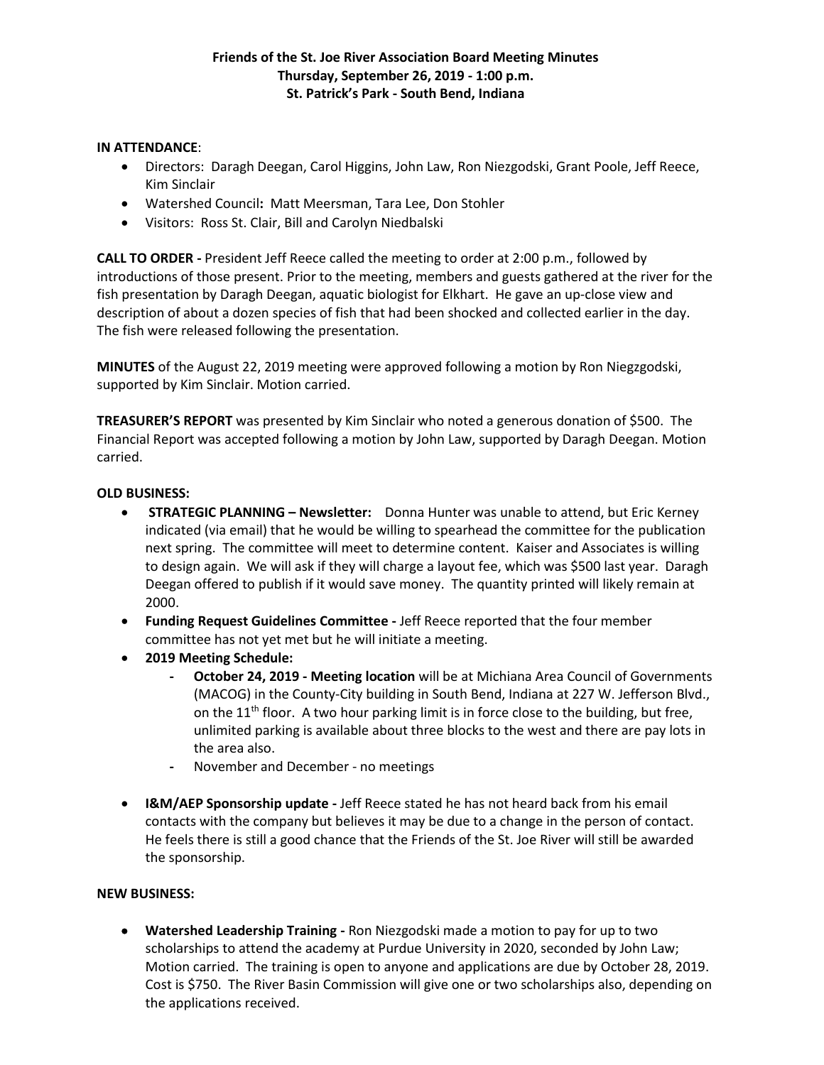**Friends of the St. Joe River Association Board Meeting Minutes**
**Thursday, September 26, 2019 - 1:00 p.m.**
**St. Patrick's Park - South Bend, Indiana**

**IN ATTENDANCE**:

- Directors: Daragh Deegan, Carol Higgins, John Law, Ron Niezgodski, Grant Poole, Jeff Reece, Kim Sinclair
- Watershed Council**:** Matt Meersman, Tara Lee, Don Stohler
- Visitors: Ross St. Clair, Bill and Carolyn Niedbalski

**CALL TO ORDER -** President Jeff Reece called the meeting to order at 2:00 p.m., followed by introductions of those present. Prior to the meeting, members and guests gathered at the river for the fish presentation by Daragh Deegan, aquatic biologist for Elkhart. He gave an up-close view and description of about a dozen species of fish that had been shocked and collected earlier in the day. The fish were released following the presentation.

**MINUTES** of the August 22, 2019 meeting were approved following a motion by Ron Niegzgodski, supported by Kim Sinclair. Motion carried.

**TREASURER'S REPORT** was presented by Kim Sinclair who noted a generous donation of $500. The Financial Report was accepted following a motion by John Law, supported by Daragh Deegan. Motion carried.

**OLD BUSINESS:**

- **STRATEGIC PLANNING – Newsletter:** Donna Hunter was unable to attend, but Eric Kerney indicated (via email) that he would be willing to spearhead the committee for the publication next spring. The committee will meet to determine content. Kaiser and Associates is willing to design again. We will ask if they will charge a layout fee, which was $500 last year. Daragh Deegan offered to publish if it would save money. The quantity printed will likely remain at 2000.
- **Funding Request Guidelines Committee -** Jeff Reece reported that the four member committee has not yet met but he will initiate a meeting.
- **2019 Meeting Schedule:**
  - **October 24, 2019 - Meeting location** will be at Michiana Area Council of Governments (MACOG) in the County-City building in South Bend, Indiana at 227 W. Jefferson Blvd., on the 11th floor. A two hour parking limit is in force close to the building, but free, unlimited parking is available about three blocks to the west and there are pay lots in the area also.
  - November and December - no meetings
- **I&M/AEP Sponsorship update -** Jeff Reece stated he has not heard back from his email contacts with the company but believes it may be due to a change in the person of contact. He feels there is still a good chance that the Friends of the St. Joe River will still be awarded the sponsorship.

**NEW BUSINESS:**

- **Watershed Leadership Training -** Ron Niezgodski made a motion to pay for up to two scholarships to attend the academy at Purdue University in 2020, seconded by John Law; Motion carried. The training is open to anyone and applications are due by October 28, 2019. Cost is $750. The River Basin Commission will give one or two scholarships also, depending on the applications received.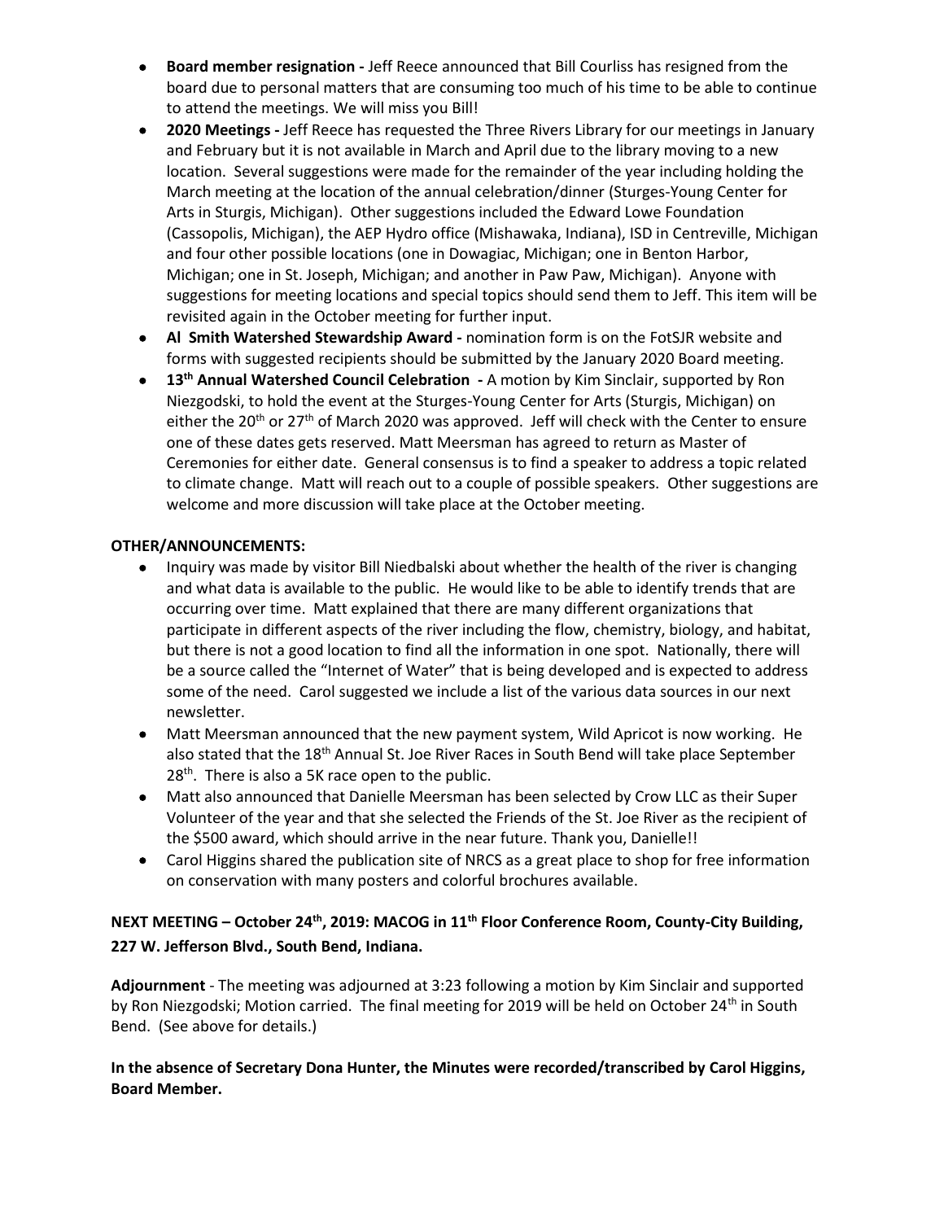- **Board member resignation -** Jeff Reece announced that Bill Courliss has resigned from the board due to personal matters that are consuming too much of his time to be able to continue to attend the meetings. We will miss you Bill!
- **2020 Meetings -** Jeff Reece has requested the Three Rivers Library for our meetings in January and February but it is not available in March and April due to the library moving to a new location. Several suggestions were made for the remainder of the year including holding the March meeting at the location of the annual celebration/dinner (Sturges-Young Center for Arts in Sturgis, Michigan). Other suggestions included the Edward Lowe Foundation (Cassopolis, Michigan), the AEP Hydro office (Mishawaka, Indiana), ISD in Centreville, Michigan and four other possible locations (one in Dowagiac, Michigan; one in Benton Harbor, Michigan; one in St. Joseph, Michigan; and another in Paw Paw, Michigan). Anyone with suggestions for meeting locations and special topics should send them to Jeff. This item will be revisited again in the October meeting for further input.
- **Al Smith Watershed Stewardship Award -** nomination form is on the FotSJR website and forms with suggested recipients should be submitted by the January 2020 Board meeting.
- **13th Annual Watershed Council Celebration -** A motion by Kim Sinclair, supported by Ron Niezgodski, to hold the event at the Sturges-Young Center for Arts (Sturgis, Michigan) on either the 20th or 27th of March 2020 was approved. Jeff will check with the Center to ensure one of these dates gets reserved. Matt Meersman has agreed to return as Master of Ceremonies for either date. General consensus is to find a speaker to address a topic related to climate change. Matt will reach out to a couple of possible speakers. Other suggestions are welcome and more discussion will take place at the October meeting.

**OTHER/ANNOUNCEMENTS:**

- Inquiry was made by visitor Bill Niedbalski about whether the health of the river is changing and what data is available to the public. He would like to be able to identify trends that are occurring over time. Matt explained that there are many different organizations that participate in different aspects of the river including the flow, chemistry, biology, and habitat, but there is not a good location to find all the information in one spot. Nationally, there will be a source called the "Internet of Water" that is being developed and is expected to address some of the need. Carol suggested we include a list of the various data sources in our next newsletter.
- Matt Meersman announced that the new payment system, Wild Apricot is now working. He also stated that the 18th Annual St. Joe River Races in South Bend will take place September 28th. There is also a 5K race open to the public.
- Matt also announced that Danielle Meersman has been selected by Crow LLC as their Super Volunteer of the year and that she selected the Friends of the St. Joe River as the recipient of the $500 award, which should arrive in the near future. Thank you, Danielle!!
- Carol Higgins shared the publication site of NRCS as a great place to shop for free information on conservation with many posters and colorful brochures available.

**NEXT MEETING – October 24th, 2019: MACOG in 11th Floor Conference Room, County-City Building, 227 W. Jefferson Blvd., South Bend, Indiana.**

**Adjournment** - The meeting was adjourned at 3:23 following a motion by Kim Sinclair and supported by Ron Niezgodski; Motion carried. The final meeting for 2019 will be held on October 24th in South Bend. (See above for details.)

**In the absence of Secretary Dona Hunter, the Minutes were recorded/transcribed by Carol Higgins, Board Member.**